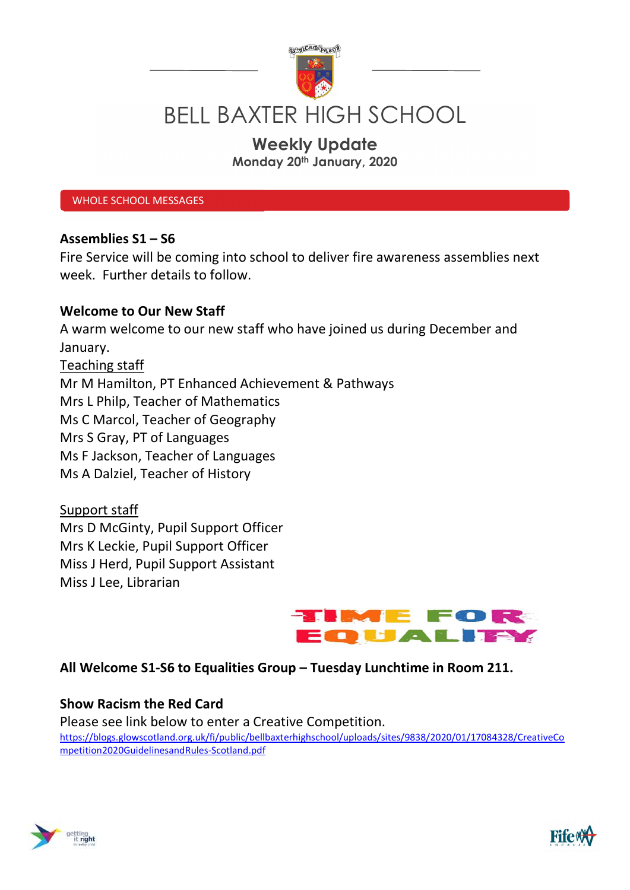# BELL BAXTER HIGH SCHOOL

## Weekly Update

**Monday 20th January, 2020**

WHOLE SCHOOL MESSAGES

**Assemblies S1 – S6**

Fire Service will be coming into school to deliver fire awareness assemblies next week. Further details to follow.

**Welcome to Our New Staff**

A warm welcome to our new staff who have joined us during December and January.

Teaching staff

Mr M Hamilton, PT Enhanced Achievement & Pathways
Mrs L Philp, Teacher of Mathematics
Ms C Marcol, Teacher of Geography
Mrs S Gray, PT of Languages
Ms F Jackson, Teacher of Languages
Ms A Dalziel, Teacher of History

Support staff

Mrs D McGinty, Pupil Support Officer
Mrs K Leckie, Pupil Support Officer
Miss J Herd, Pupil Support Assistant
Miss J Lee, Librarian

TIME FOR EQUALITY

**All Welcome S1-S6 to Equalities Group – Tuesday Lunchtime in Room 211.**

**Show Racism the Red Card**

Please see link below to enter a Creative Competition.

https://blogs.glowscotland.org.uk/fi/public/bellbaxterhighschool/uploads/sites/9838/2020/01/17084328/CreativeCompetition2020GuidelinesandRules-Scotland.pdf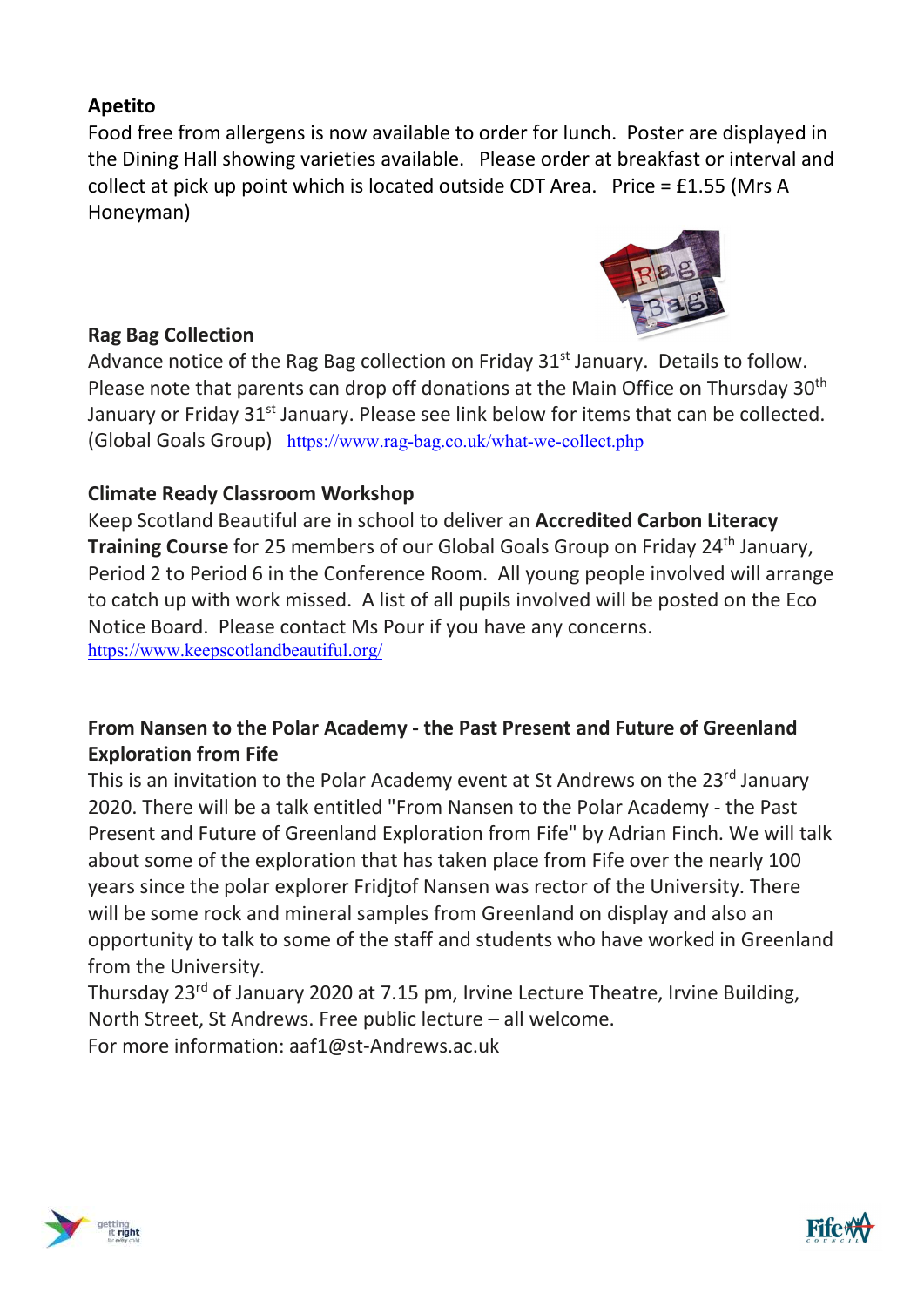**Apetito**

Food free from allergens is now available to order for lunch. Poster are displayed in the Dining Hall showing varieties available. Please order at breakfast or interval and collect at pick up point which is located outside CDT Area. Price = £1.55 (Mrs A Honeyman)

**Rag Bag Collection**

Advance notice of the Rag Bag collection on Friday 31st January. Details to follow. Please note that parents can drop off donations at the Main Office on Thursday 30th January or Friday 31st January. Please see link below for items that can be collected. (Global Goals Group) https://www.rag-bag.co.uk/what-we-collect.php

**Climate Ready Classroom Workshop**

Keep Scotland Beautiful are in school to deliver an **Accredited Carbon Literacy Training Course** for 25 members of our Global Goals Group on Friday 24th January, Period 2 to Period 6 in the Conference Room. All young people involved will arrange to catch up with work missed. A list of all pupils involved will be posted on the Eco Notice Board. Please contact Ms Pour if you have any concerns.
https://www.keepscotlandbeautiful.org/

**From Nansen to the Polar Academy - the Past Present and Future of Greenland Exploration from Fife**

This is an invitation to the Polar Academy event at St Andrews on the 23rd January 2020. There will be a talk entitled "From Nansen to the Polar Academy - the Past Present and Future of Greenland Exploration from Fife" by Adrian Finch. We will talk about some of the exploration that has taken place from Fife over the nearly 100 years since the polar explorer Fridjtof Nansen was rector of the University. There will be some rock and mineral samples from Greenland on display and also an opportunity to talk to some of the staff and students who have worked in Greenland from the University.

Thursday 23rd of January 2020 at 7.15 pm, Irvine Lecture Theatre, Irvine Building, North Street, St Andrews. Free public lecture – all welcome.

For more information: aaf1@st-Andrews.ac.uk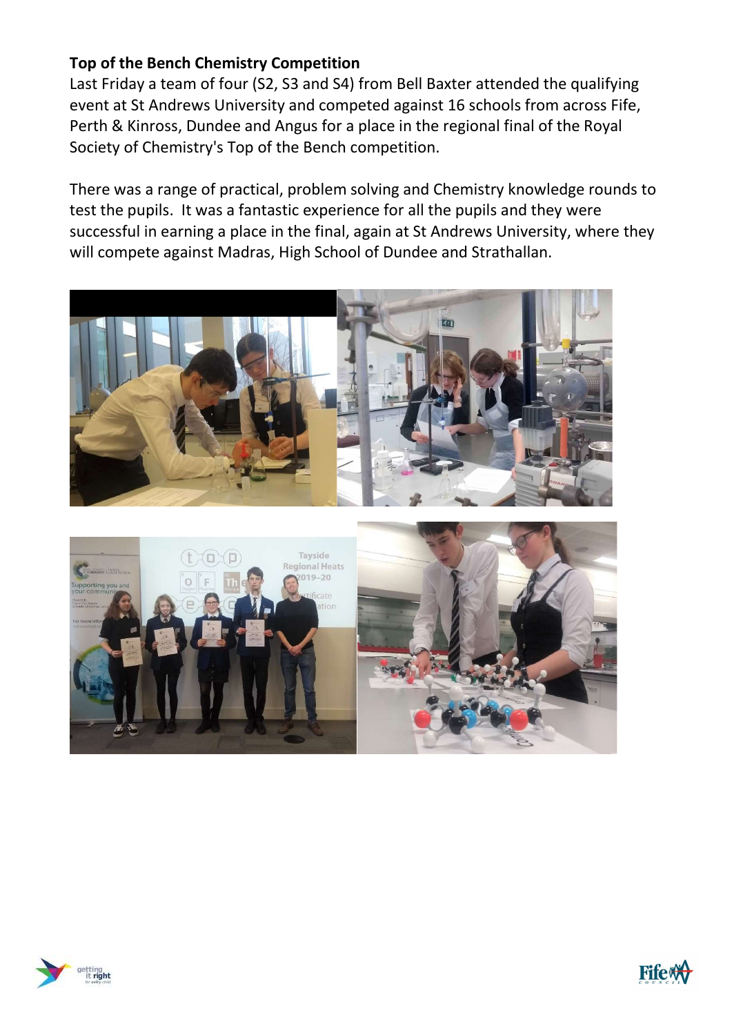**Top of the Bench Chemistry Competition**

Last Friday a team of four (S2, S3 and S4) from Bell Baxter attended the qualifying event at St Andrews University and competed against 16 schools from across Fife, Perth & Kinross, Dundee and Angus for a place in the regional final of the Royal Society of Chemistry's Top of the Bench competition.

There was a range of practical, problem solving and Chemistry knowledge rounds to test the pupils. It was a fantastic experience for all the pupils and they were successful in earning a place in the final, again at St Andrews University, where they will compete against Madras, High School of Dundee and Strathallan.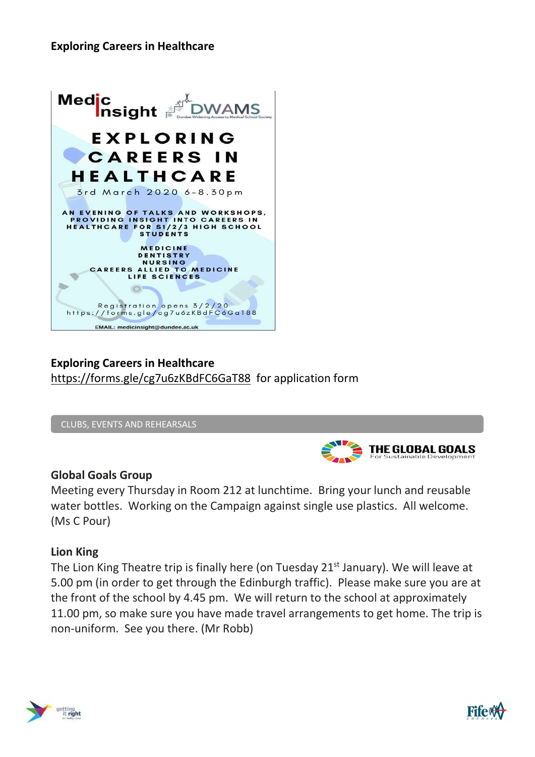**Exploring Careers in Healthcare**

Medic Insight DWAMS Dundee Widening Access to Medical School Society

EXPLORING CAREERS IN HEALTHCARE

3rd March 2020 6-8.30pm

AN EVENING OF TALKS AND WORKSHOPS, PROVIDING INSIGHT INTO CAREERS IN HEALTHCARE FOR S1/2/3 HIGH SCHOOL STUDENTS

MEDICINE
DENTISTRY
NURSING
CAREERS ALLIED TO MEDICINE
LIFE SCIENCES

Registration opens 3/2/20
https://forms.gle/cg7u6zKBdFC6GaT88

EMAIL: medicinsight@dundee.ac.uk

**Exploring Careers in Healthcare**
https://forms.gle/cg7u6zKBdFC6GaT88 for application form

CLUBS, EVENTS AND REHEARSALS

THE GLOBAL GOALS For Sustainable Development

**Global Goals Group**
Meeting every Thursday in Room 212 at lunchtime. Bring your lunch and reusable water bottles. Working on the Campaign against single use plastics. All welcome. (Ms C Pour)

**Lion King**
The Lion King Theatre trip is finally here (on Tuesday 21st January). We will leave at 5.00 pm (in order to get through the Edinburgh traffic). Please make sure you are at the front of the school by 4.45 pm. We will return to the school at approximately 11.00 pm, so make sure you have made travel arrangements to get home. The trip is non-uniform. See you there. (Mr Robb)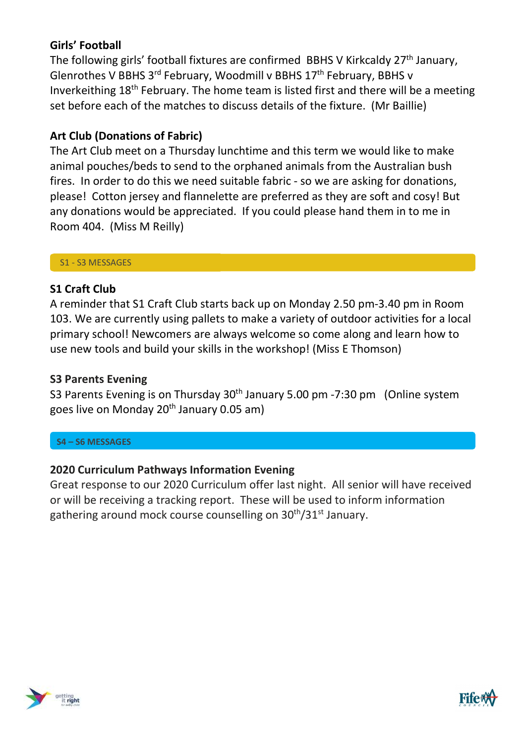### Girls' Football

The following girls' football fixtures are confirmed BBHS V Kirkcaldy 27th January, Glenrothes V BBHS 3rd February, Woodmill v BBHS 17th February, BBHS v Inverkeithing 18th February. The home team is listed first and there will be a meeting set before each of the matches to discuss details of the fixture. (Mr Baillie)

### Art Club (Donations of Fabric)

The Art Club meet on a Thursday lunchtime and this term we would like to make animal pouches/beds to send to the orphaned animals from the Australian bush fires. In order to do this we need suitable fabric - so we are asking for donations, please! Cotton jersey and flannelette are preferred as they are soft and cosy! But any donations would be appreciated. If you could please hand them in to me in Room 404. (Miss M Reilly)

## S1 - S3 MESSAGES

### S1 Craft Club

A reminder that S1 Craft Club starts back up on Monday 2.50 pm-3.40 pm in Room 103. We are currently using pallets to make a variety of outdoor activities for a local primary school! Newcomers are always welcome so come along and learn how to use new tools and build your skills in the workshop! (Miss E Thomson)

### S3 Parents Evening

S3 Parents Evening is on Thursday 30th January 5.00 pm -7:30 pm (Online system goes live on Monday 20th January 0.05 am)

## S4 – S6 MESSAGES

### 2020 Curriculum Pathways Information Evening

Great response to our 2020 Curriculum offer last night. All senior will have received or will be receiving a tracking report. These will be used to inform information gathering around mock course counselling on 30th/31st January.